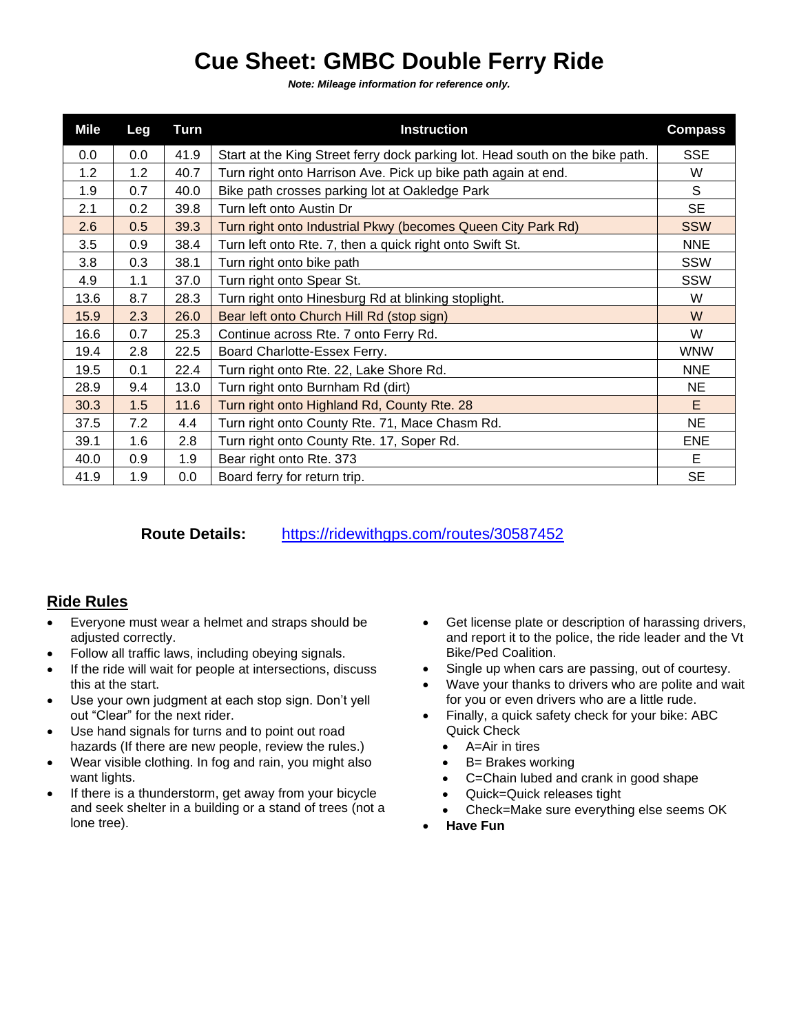# Cue Sheet: GMBC Double Ferry Ride

***Note: Mileage information for reference only.***

| Mile | Leg | Turn | Instruction | Compass |
|---|---|---|---|---|
| 0.0 | 0.0 | 41.9 | Start at the King Street ferry dock parking lot. Head south on the bike path. | SSE |
| 1.2 | 1.2 | 40.7 | Turn right onto Harrison Ave. Pick up bike path again at end. | W |
| 1.9 | 0.7 | 40.0 | Bike path crosses parking lot at Oakledge Park | S |
| 2.1 | 0.2 | 39.8 | Turn left onto Austin Dr | SE |
| 2.6 | 0.5 | 39.3 | Turn right onto Industrial Pkwy (becomes Queen City Park Rd) | SSW |
| 3.5 | 0.9 | 38.4 | Turn left onto Rte. 7, then a quick right onto Swift St. | NNE |
| 3.8 | 0.3 | 38.1 | Turn right onto bike path | SSW |
| 4.9 | 1.1 | 37.0 | Turn right onto Spear St. | SSW |
| 13.6 | 8.7 | 28.3 | Turn right onto Hinesburg Rd at blinking stoplight. | W |
| 15.9 | 2.3 | 26.0 | Bear left onto Church Hill Rd (stop sign) | W |
| 16.6 | 0.7 | 25.3 | Continue across Rte. 7 onto Ferry Rd. | W |
| 19.4 | 2.8 | 22.5 | Board Charlotte-Essex Ferry. | WNW |
| 19.5 | 0.1 | 22.4 | Turn right onto Rte. 22, Lake Shore Rd. | NNE |
| 28.9 | 9.4 | 13.0 | Turn right onto Burnham Rd (dirt) | NE |
| 30.3 | 1.5 | 11.6 | Turn right onto Highland Rd, County Rte. 28 | E |
| 37.5 | 7.2 | 4.4 | Turn right onto County Rte. 71, Mace Chasm Rd. | NE |
| 39.1 | 1.6 | 2.8 | Turn right onto County Rte. 17, Soper Rd. | ENE |
| 40.0 | 0.9 | 1.9 | Bear right onto Rte. 373 | E |
| 41.9 | 1.9 | 0.0 | Board ferry for return trip. | SE |

**Route Details:** https://ridewithgps.com/routes/30587452

## Ride Rules

- Everyone must wear a helmet and straps should be adjusted correctly.
- Follow all traffic laws, including obeying signals.
- If the ride will wait for people at intersections, discuss this at the start.
- Use your own judgment at each stop sign. Don't yell out "Clear" for the next rider.
- Use hand signals for turns and to point out road hazards (If there are new people, review the rules.)
- Wear visible clothing. In fog and rain, you might also want lights.
- If there is a thunderstorm, get away from your bicycle and seek shelter in a building or a stand of trees (not a lone tree).
- Get license plate or description of harassing drivers, and report it to the police, the ride leader and the Vt Bike/Ped Coalition.
- Single up when cars are passing, out of courtesy.
- Wave your thanks to drivers who are polite and wait for you or even drivers who are a little rude.
- Finally, a quick safety check for your bike: ABC Quick Check
  - A=Air in tires
  - B= Brakes working
  - C=Chain lubed and crank in good shape
  - Quick=Quick releases tight
  - Check=Make sure everything else seems OK
- **Have Fun**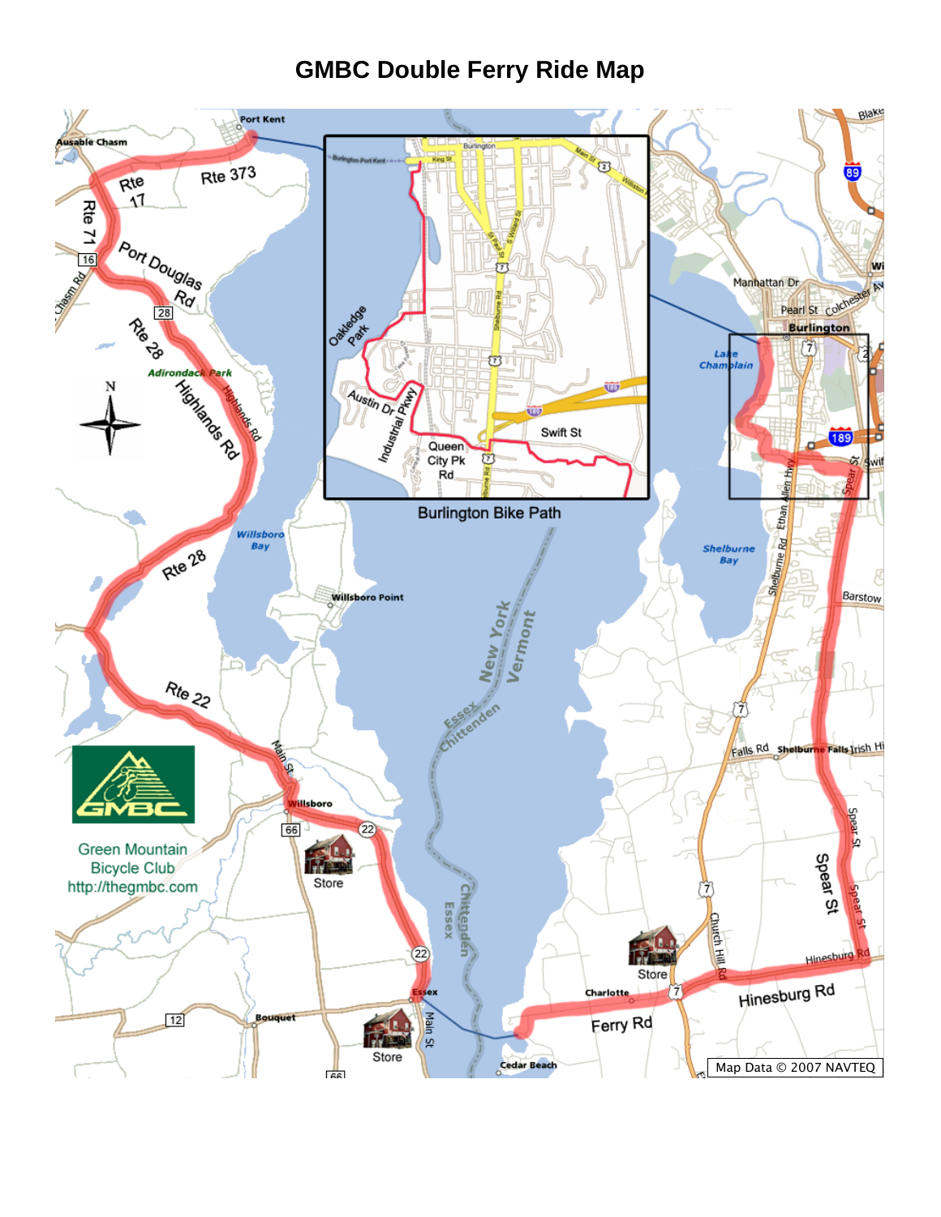# GMBC Double Ferry Ride Map

Port Kent
Ausable Chasm
Rte 17
Rte 373
Rte 71
16
Chasm Rd
Port Douglas Rd
28
Rte 28
Adirondack Park
Highlands Rd
Highlands Rd
N
Willsboro Bay
Rte 28
Willsboro Point
Rte 22
Main St
Willsboro
66
22
Store
22
Essex
Main St
Store
12
Bouquet
66

Burlington Bike Path

Burlington
Burlington-Port Kent
King St
Main St
2
Williston
St Paul St
S Willard St
7
Oakledge Park
Shelburne Rd
7
189
189
Austin Dr
Industrial Pkwy
Swift St
Queen City Pk Rd
7

Blake
89
Manhattan Dr
Pearl St
Colchester Av
Burlington
7
2
Lake Champlain
189
Swift
Ethan Allen Hwy
Spear St
Shelburne Rd
Shelburne Bay
Barstow
New York
Vermont
Essex
Chittenden
Chittenden
Essex
7
Falls Rd
Shelburne Falls
Irish Hi
Spear St
Spear St
Spear St
7
Church Hill Rd
Hinesburg Rd
Hinesburg Rd
Store
Charlotte
7
Ferry Rd
Cedar Beach

Green Mountain Bicycle Club
http://thegmbc.com

Map Data © 2007 NAVTEQ